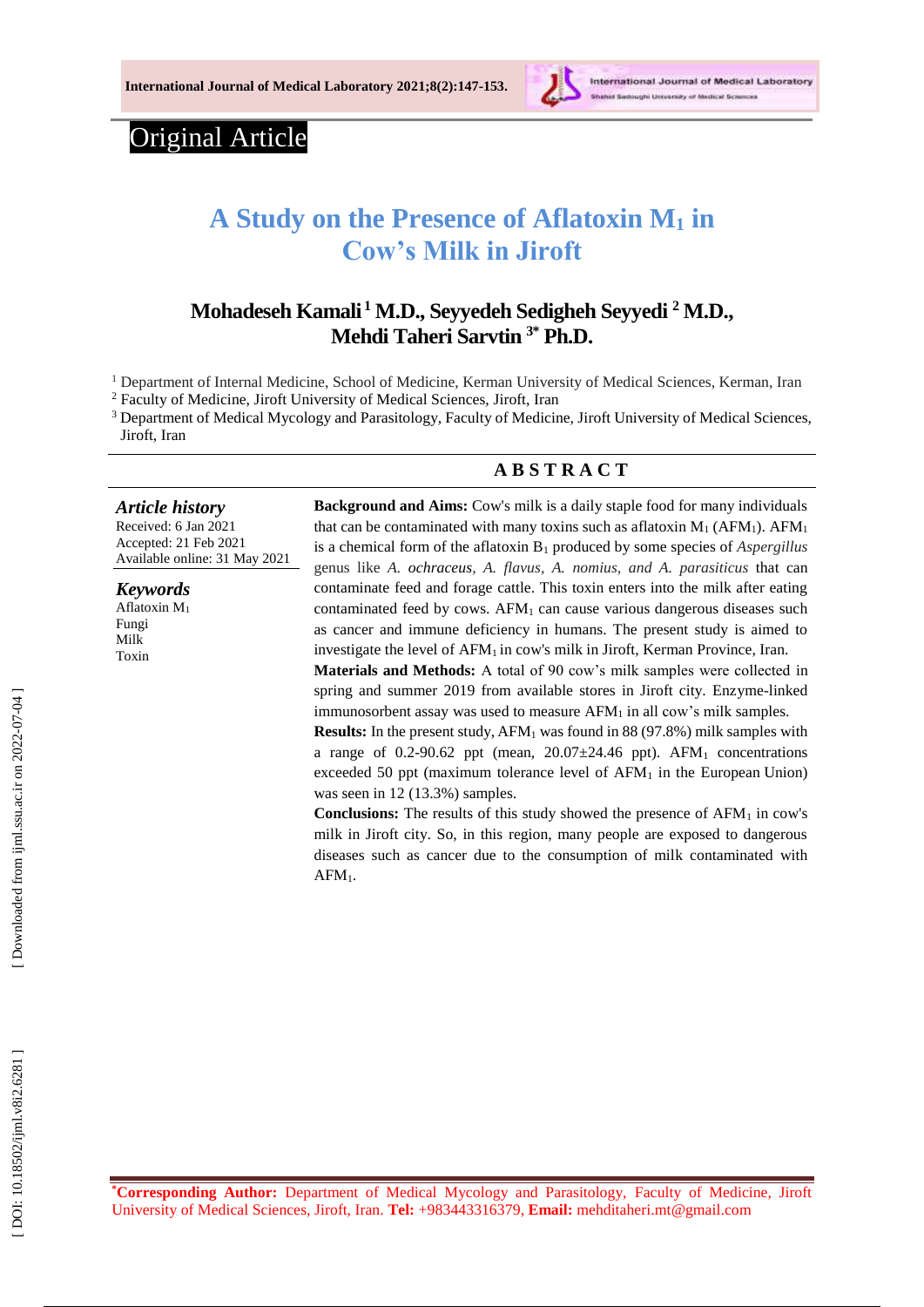Original Article

# A Study on the Presence of Aflatoxin $M_1$ in Cow's Milk in Jiroft

**Mohadeseh Kamali [1] M.D., Seyyedeh Sedigheh Seyyedi [2] M.D., Mehdi Taheri Sarvtin [3*] Ph.D.**

[1] Department of Internal Medicine, School of Medicine, Kerman University of Medical Sciences, Kerman, Iran
[2] Faculty of Medicine, Jiroft University of Medical Sciences, Jiroft, Iran
[3] Department of Medical Mycology and Parasitology, Faculty of Medicine, Jiroft University of Medical Sciences, Jiroft, Iran

## ABSTRACT

***Article history***
Received: 6 Jan 2021
Accepted: 21 Feb 2021
Available online: 31 May 2021

***Keywords***
Aflatoxin $M_1$
Fungi
Milk
Toxin

**Background and Aims:** Cow's milk is a daily staple food for many individuals that can be contaminated with many toxins such as aflatoxin $M_1$ ($AFM_1$). $AFM_1$ is a chemical form of the aflatoxin $B_1$ produced by some species of *Aspergillus* genus like *A. ochraceus, A. flavus, A. nomius, and A. parasiticus* that can contaminate feed and forage cattle. This toxin enters into the milk after eating contaminated feed by cows. $AFM_1$ can cause various dangerous diseases such as cancer and immune deficiency in humans. The present study is aimed to investigate the level of $AFM_1$ in cow's milk in Jiroft, Kerman Province, Iran.

**Materials and Methods:** A total of 90 cow's milk samples were collected in spring and summer 2019 from available stores in Jiroft city. Enzyme-linked immunosorbent assay was used to measure $AFM_1$ in all cow's milk samples.

**Results:** In the present study, $AFM_1$ was found in 88 (97.8%) milk samples with a range of 0.2-90.62 ppt (mean, 20.07±24.46 ppt). $AFM_1$ concentrations exceeded 50 ppt (maximum tolerance level of $AFM_1$ in the European Union) was seen in 12 (13.3%) samples.

**Conclusions:** The results of this study showed the presence of $AFM_1$ in cow's milk in Jiroft city. So, in this region, many people are exposed to dangerous diseases such as cancer due to the consumption of milk contaminated with $AFM_1$.

---

**\*Corresponding Author:** Department of Medical Mycology and Parasitology, Faculty of Medicine, Jiroft University of Medical Sciences, Jiroft, Iran. **Tel:** +983443316379, **Email:** mehditaheri.mt@gmail.com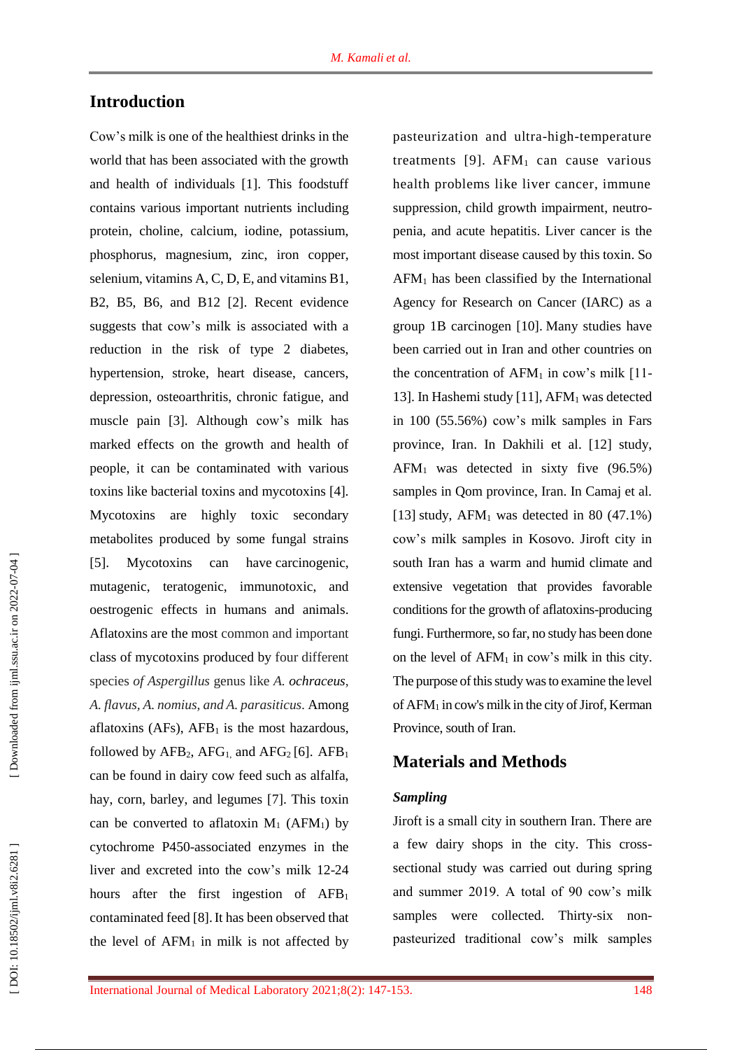## Introduction

Cow's milk is one of the healthiest drinks in the world that has been associated with the growth and health of individuals [1]. This foodstuff contains various important nutrients including protein, choline, calcium, iodine, potassium, phosphorus, magnesium, zinc, iron copper, selenium, vitamins A, C, D, E, and vitamins B1, B2, B5, B6, and B12 [2]. Recent evidence suggests that cow's milk is associated with a reduction in the risk of type 2 diabetes, hypertension, stroke, heart disease, cancers, depression, osteoarthritis, chronic fatigue, and muscle pain [3]. Although cow's milk has marked effects on the growth and health of people, it can be contaminated with various toxins like bacterial toxins and mycotoxins [4]. Mycotoxins are highly toxic secondary metabolites produced by some fungal strains [5]. Mycotoxins can have carcinogenic, mutagenic, teratogenic, immunotoxic, and oestrogenic effects in humans and animals. Aflatoxins are the most common and important class of mycotoxins produced by four different species *of Aspergillus* genus like *A. ochraceus, A. flavus, A. nomius, and A. parasiticus*. Among aflatoxins (AFs), $AFB_1$ is the most hazardous, followed by $AFB_2$, $AFG_1$, and $AFG_2$ [6]. $AFB_1$ can be found in dairy cow feed such as alfalfa, hay, corn, barley, and legumes [7]. This toxin can be converted to aflatoxin $M_1$ ($AFM_1$) by cytochrome P450-associated enzymes in the liver and excreted into the cow's milk 12-24 hours after the first ingestion of $AFB_1$ contaminated feed [8]. It has been observed that the level of $AFM_1$ in milk is not affected by pasteurization and ultra-high-temperature treatments [9]. $AFM_1$ can cause various health problems like liver cancer, immune suppression, child growth impairment, neutropenia, and acute hepatitis. Liver cancer is the most important disease caused by this toxin. So $AFM_1$ has been classified by the International Agency for Research on Cancer (IARC) as a group 1B carcinogen [10]. Many studies have been carried out in Iran and other countries on the concentration of $AFM_1$ in cow's milk [11-13]. In Hashemi study [11], $AFM_1$ was detected in 100 (55.56%) cow's milk samples in Fars province, Iran. In Dakhili et al. [12] study, $AFM_1$ was detected in sixty five (96.5%) samples in Qom province, Iran. In Camaj et al. [13] study, $AFM_1$ was detected in 80 (47.1%) cow's milk samples in Kosovo. Jiroft city in south Iran has a warm and humid climate and extensive vegetation that provides favorable conditions for the growth of aflatoxins-producing fungi. Furthermore, so far, no study has been done on the level of $AFM_1$ in cow's milk in this city. The purpose of this study was to examine the level of $AFM_1$ in cow's milk in the city of Jirof, Kerman Province, south of Iran.

## Materials and Methods

### *Sampling*

Jiroft is a small city in southern Iran. There are a few dairy shops in the city. This cross-sectional study was carried out during spring and summer 2019. A total of 90 cow's milk samples were collected. Thirty-six non-pasteurized traditional cow's milk samples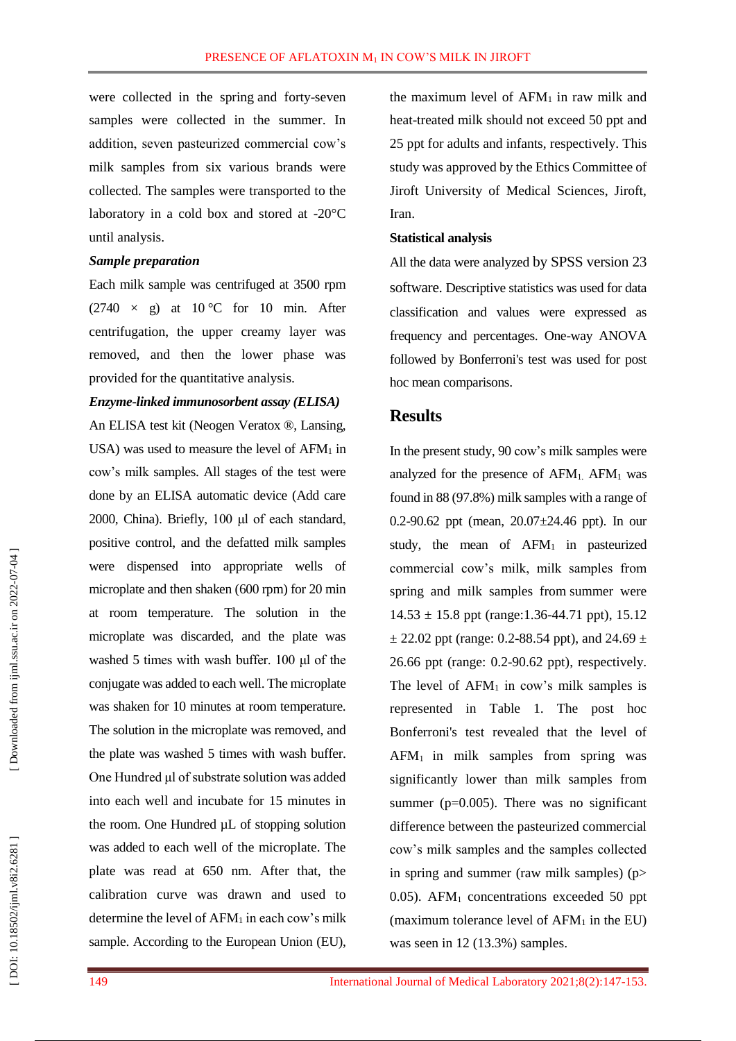were collected in the spring and forty-seven samples were collected in the summer. In addition, seven pasteurized commercial cow's milk samples from six various brands were collected. The samples were transported to the laboratory in a cold box and stored at -20°C until analysis.

### *Sample preparation*

Each milk sample was centrifuged at 3500 rpm (2740 × g) at 10 °C for 10 min. After centrifugation, the upper creamy layer was removed, and then the lower phase was provided for the quantitative analysis.

### *Enzyme-linked immunosorbent assay (ELISA)*

An ELISA test kit (Neogen Veratox ®, Lansing, USA) was used to measure the level of $AFM_1$ in cow's milk samples. All stages of the test were done by an ELISA automatic device (Add care 2000, China). Briefly, 100 µl of each standard, positive control, and the defatted milk samples were dispensed into appropriate wells of microplate and then shaken (600 rpm) for 20 min at room temperature. The solution in the microplate was discarded, and the plate was washed 5 times with wash buffer. 100 µl of the conjugate was added to each well. The microplate was shaken for 10 minutes at room temperature. The solution in the microplate was removed, and the plate was washed 5 times with wash buffer. One Hundred µl of substrate solution was added into each well and incubate for 15 minutes in the room. One Hundred µL of stopping solution was added to each well of the microplate. The plate was read at 650 nm. After that, the calibration curve was drawn and used to determine the level of $AFM_1$ in each cow's milk sample. According to the European Union (EU), the maximum level of $AFM_1$ in raw milk and heat-treated milk should not exceed 50 ppt and 25 ppt for adults and infants, respectively. This study was approved by the Ethics Committee of Jiroft University of Medical Sciences, Jiroft, Iran.

### **Statistical analysis**

All the data were analyzed by SPSS version 23 software. Descriptive statistics was used for data classification and values were expressed as frequency and percentages. One-way ANOVA followed by Bonferroni's test was used for post hoc mean comparisons.

## **Results**

In the present study, 90 cow's milk samples were analyzed for the presence of $AFM_1$. $AFM_1$ was found in 88 (97.8%) milk samples with a range of 0.2-90.62 ppt (mean, 20.07±24.46 ppt). In our study, the mean of $AFM_1$ in pasteurized commercial cow's milk, milk samples from spring and milk samples from summer were 14.53 ± 15.8 ppt (range:1.36-44.71 ppt), 15.12 ± 22.02 ppt (range: 0.2-88.54 ppt), and 24.69 ± 26.66 ppt (range: 0.2-90.62 ppt), respectively. The level of $AFM_1$ in cow's milk samples is represented in Table 1. The post hoc Bonferroni's test revealed that the level of $AFM_1$ in milk samples from spring was significantly lower than milk samples from summer ($p=0.005$). There was no significant difference between the pasteurized commercial cow's milk samples and the samples collected in spring and summer (raw milk samples) ($p> 0.05$). $AFM_1$ concentrations exceeded 50 ppt (maximum tolerance level of $AFM_1$ in the EU) was seen in 12 (13.3%) samples.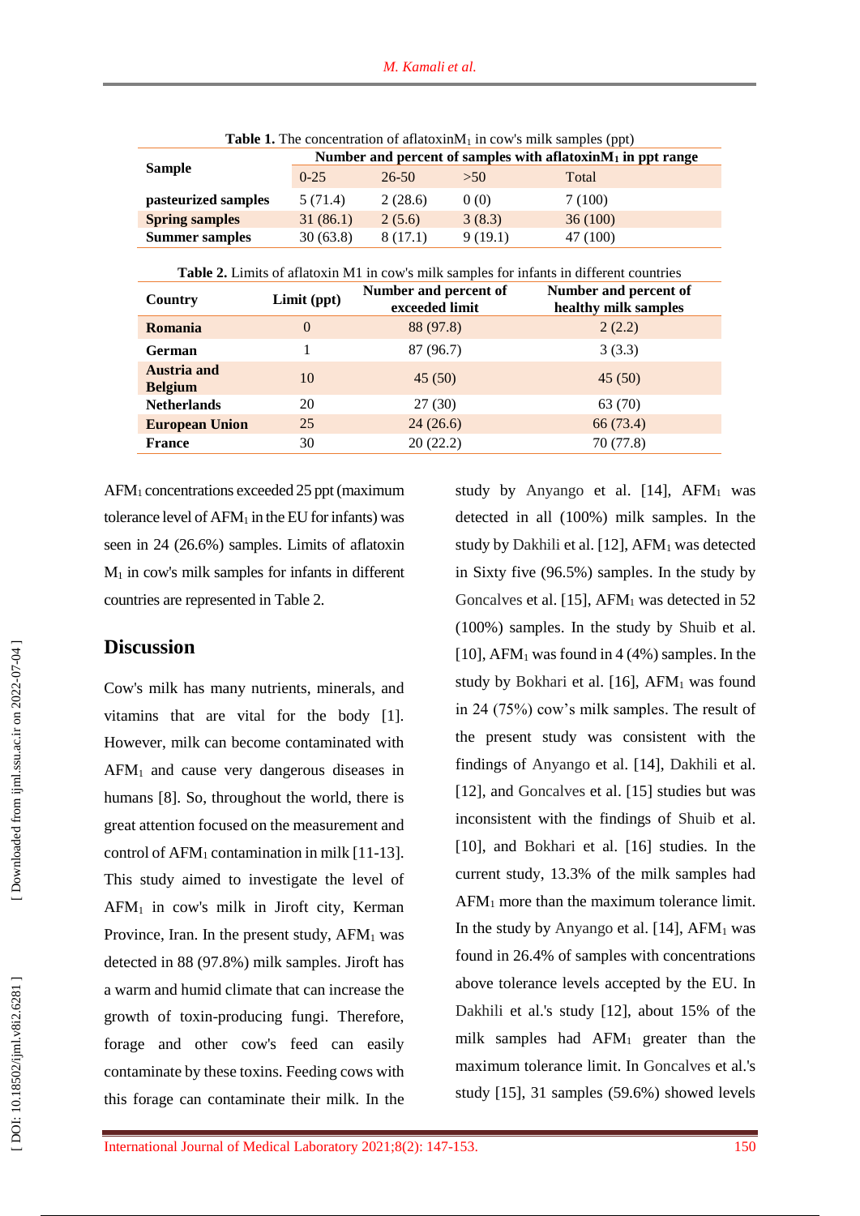**Table 1.** The concentration of aflatoxin$M_1$ in cow's milk samples (ppt)

| Sample | Number and percent of samples with aflatoxin$M_1$ in ppt range | | | |
|---|---|---|---|---|
| | 0-25 | 26-50 | >50 | Total |
| **pasteurized samples** | 5 (71.4) | 2 (28.6) | 0 (0) | 7 (100) |
| **Spring samples** | 31 (86.1) | 2 (5.6) | 3 (8.3) | 36 (100) |
| **Summer samples** | 30 (63.8) | 8 (17.1) | 9 (19.1) | 47 (100) |

**Table 2.** Limits of aflatoxin M1 in cow's milk samples for infants in different countries

| Country | Limit (ppt) | Number and percent of exceeded limit | Number and percent of healthy milk samples |
|---|---|---|---|
| **Romania** | 0 | 88 (97.8) | 2 (2.2) |
| **German** | 1 | 87 (96.7) | 3 (3.3) |
| **Austria and Belgium** | 10 | 45 (50) | 45 (50) |
| **Netherlands** | 20 | 27 (30) | 63 (70) |
| **European Union** | 25 | 24 (26.6) | 66 (73.4) |
| **France** | 30 | 20 (22.2) | 70 (77.8) |

$AFM_1$ concentrations exceeded 25 ppt (maximum tolerance level of $AFM_1$ in the EU for infants) was seen in 24 (26.6%) samples. Limits of aflatoxin $M_1$ in cow's milk samples for infants in different countries are represented in Table 2.

## Discussion

Cow's milk has many nutrients, minerals, and vitamins that are vital for the body [1]. However, milk can become contaminated with $AFM_1$ and cause very dangerous diseases in humans [8]. So, throughout the world, there is great attention focused on the measurement and control of $AFM_1$ contamination in milk [11-13]. This study aimed to investigate the level of $AFM_1$ in cow's milk in Jiroft city, Kerman Province, Iran. In the present study, $AFM_1$ was detected in 88 (97.8%) milk samples. Jiroft has a warm and humid climate that can increase the growth of toxin-producing fungi. Therefore, forage and other cow's feed can easily contaminate by these toxins. Feeding cows with this forage can contaminate their milk. In the study by Anyango et al. [14], $AFM_1$ was detected in all (100%) milk samples. In the study by Dakhili et al. [12], $AFM_1$ was detected in Sixty five (96.5%) samples. In the study by Goncalves et al. [15], $AFM_1$ was detected in 52 (100%) samples. In the study by Shuib et al. [10], $AFM_1$ was found in 4 (4%) samples. In the study by Bokhari et al. [16], $AFM_1$ was found in 24 (75%) cow's milk samples. The result of the present study was consistent with the findings of Anyango et al. [14], Dakhili et al. [12], and Goncalves et al. [15] studies but was inconsistent with the findings of Shuib et al. [10], and Bokhari et al. [16] studies. In the current study, 13.3% of the milk samples had $AFM_1$ more than the maximum tolerance limit. In the study by Anyango et al. [14], $AFM_1$ was found in 26.4% of samples with concentrations above tolerance levels accepted by the EU. In Dakhili et al.'s study [12], about 15% of the milk samples had $AFM_1$ greater than the maximum tolerance limit. In Goncalves et al.'s study [15], 31 samples (59.6%) showed levels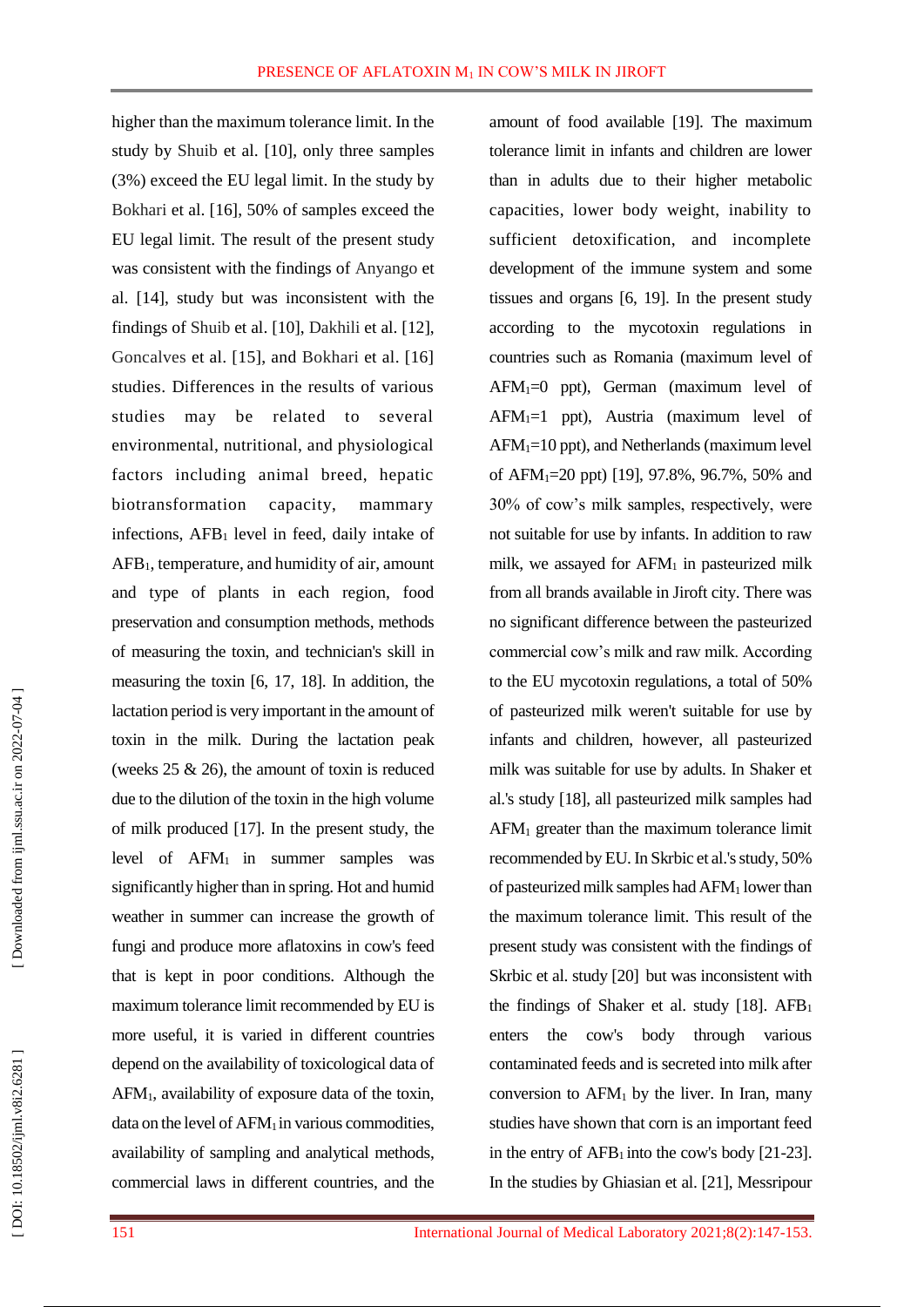higher than the maximum tolerance limit. In the study by Shuib et al. [10], only three samples (3%) exceed the EU legal limit. In the study by Bokhari et al. [16], 50% of samples exceed the EU legal limit. The result of the present study was consistent with the findings of Anyango et al. [14], study but was inconsistent with the findings of Shuib et al. [10], Dakhili et al. [12], Goncalves et al. [15], and Bokhari et al. [16] studies. Differences in the results of various studies may be related to several environmental, nutritional, and physiological factors including animal breed, hepatic biotransformation capacity, mammary infections, $AFB_1$ level in feed, daily intake of $AFB_1$, temperature, and humidity of air, amount and type of plants in each region, food preservation and consumption methods, methods of measuring the toxin, and technician's skill in measuring the toxin [6, 17, 18]. In addition, the lactation period is very important in the amount of toxin in the milk. During the lactation peak (weeks 25 & 26), the amount of toxin is reduced due to the dilution of the toxin in the high volume of milk produced [17]. In the present study, the level of $AFM_1$ in summer samples was significantly higher than in spring. Hot and humid weather in summer can increase the growth of fungi and produce more aflatoxins in cow's feed that is kept in poor conditions. Although the maximum tolerance limit recommended by EU is more useful, it is varied in different countries depend on the availability of toxicological data of $AFM_1$, availability of exposure data of the toxin, data on the level of $AFM_1$ in various commodities, availability of sampling and analytical methods, commercial laws in different countries, and the amount of food available [19]. The maximum tolerance limit in infants and children are lower than in adults due to their higher metabolic capacities, lower body weight, inability to sufficient detoxification, and incomplete development of the immune system and some tissues and organs [6, 19]. In the present study according to the mycotoxin regulations in countries such as Romania (maximum level of $AFM_1$=0 ppt), German (maximum level of $AFM_1$=1 ppt), Austria (maximum level of $AFM_1$=10 ppt), and Netherlands (maximum level of $AFM_1$=20 ppt) [19], 97.8%, 96.7%, 50% and 30% of cow's milk samples, respectively, were not suitable for use by infants. In addition to raw milk, we assayed for $AFM_1$ in pasteurized milk from all brands available in Jiroft city. There was no significant difference between the pasteurized commercial cow's milk and raw milk. According to the EU mycotoxin regulations, a total of 50% of pasteurized milk weren't suitable for use by infants and children, however, all pasteurized milk was suitable for use by adults. In Shaker et al.'s study [18], all pasteurized milk samples had $AFM_1$ greater than the maximum tolerance limit recommended by EU. In Skrbic et al.'s study, 50% of pasteurized milk samples had $AFM_1$ lower than the maximum tolerance limit. This result of the present study was consistent with the findings of Skrbic et al. study [20] but was inconsistent with the findings of Shaker et al. study [18]. $AFB_1$ enters the cow's body through various contaminated feeds and is secreted into milk after conversion to $AFM_1$ by the liver. In Iran, many studies have shown that corn is an important feed in the entry of $AFB_1$ into the cow's body [21-23]. In the studies by Ghiasian et al. [21], Messripour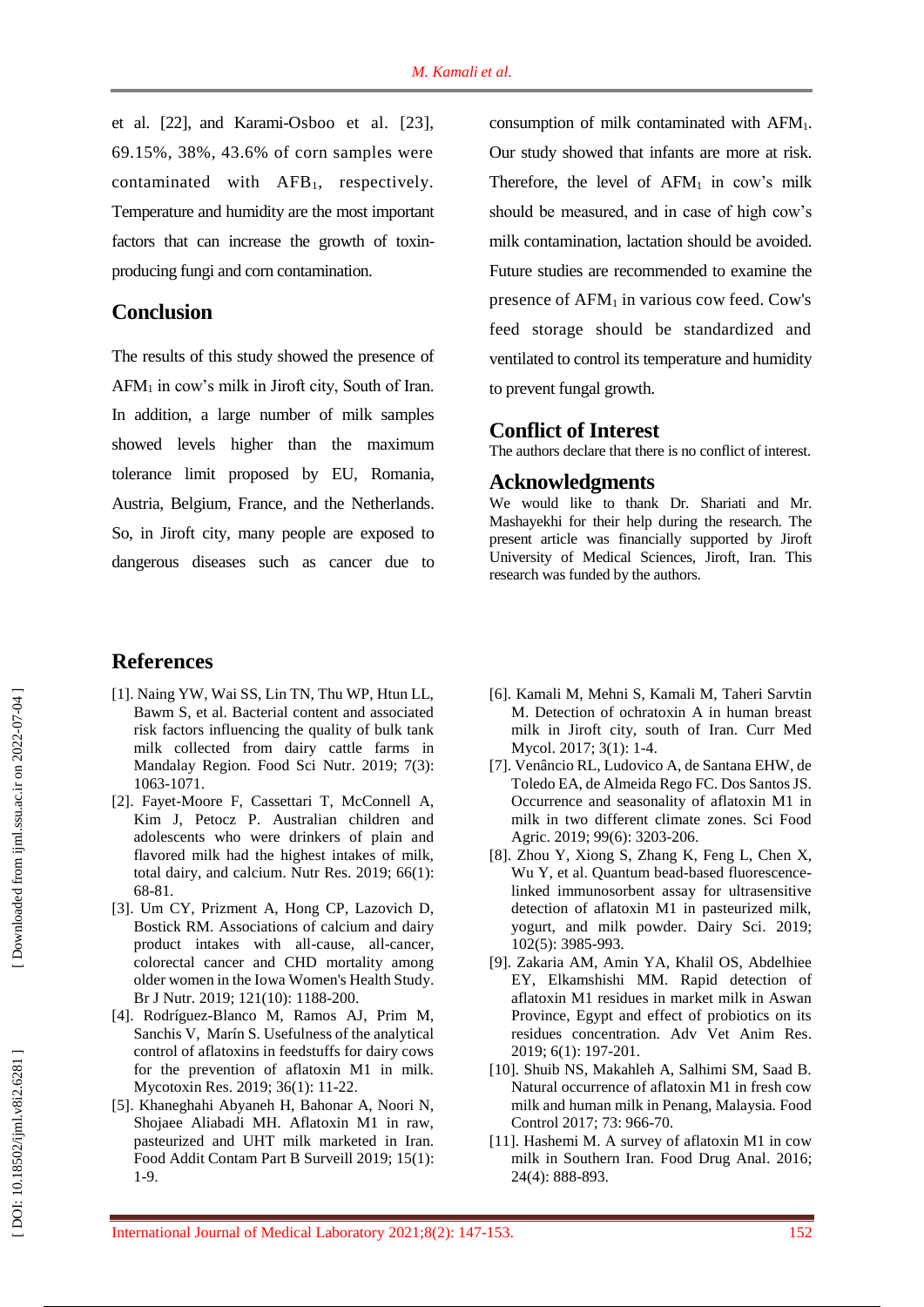et al. [22], and Karami-Osboo et al. [23], 69.15%, 38%, 43.6% of corn samples were contaminated with $AFB_1$, respectively. Temperature and humidity are the most important factors that can increase the growth of toxin-producing fungi and corn contamination.

## Conclusion

The results of this study showed the presence of $AFM_1$ in cow's milk in Jiroft city, South of Iran. In addition, a large number of milk samples showed levels higher than the maximum tolerance limit proposed by EU, Romania, Austria, Belgium, France, and the Netherlands. So, in Jiroft city, many people are exposed to dangerous diseases such as cancer due to consumption of milk contaminated with $AFM_1$. Our study showed that infants are more at risk. Therefore, the level of $AFM_1$ in cow's milk should be measured, and in case of high cow's milk contamination, lactation should be avoided. Future studies are recommended to examine the presence of $AFM_1$ in various cow feed. Cow's feed storage should be standardized and ventilated to control its temperature and humidity to prevent fungal growth.

## Conflict of Interest

The authors declare that there is no conflict of interest.

## Acknowledgments

We would like to thank Dr. Shariati and Mr. Mashayekhi for their help during the research. The present article was financially supported by Jiroft University of Medical Sciences, Jiroft, Iran. This research was funded by the authors.

## References

[1]. Naing YW, Wai SS, Lin TN, Thu WP, Htun LL, Bawm S, et al. Bacterial content and associated risk factors influencing the quality of bulk tank milk collected from dairy cattle farms in Mandalay Region. Food Sci Nutr. 2019; 7(3): 1063-1071.

[2]. Fayet-Moore F, Cassettari T, McConnell A, Kim J, Petocz P. Australian children and adolescents who were drinkers of plain and flavored milk had the highest intakes of milk, total dairy, and calcium. Nutr Res. 2019; 66(1): 68-81.

[3]. Um CY, Prizment A, Hong CP, Lazovich D, Bostick RM. Associations of calcium and dairy product intakes with all-cause, all-cancer, colorectal cancer and CHD mortality among older women in the Iowa Women's Health Study. Br J Nutr. 2019; 121(10): 1188-200.

[4]. Rodríguez-Blanco M, Ramos AJ, Prim M, Sanchis V, Marín S. Usefulness of the analytical control of aflatoxins in feedstuffs for dairy cows for the prevention of aflatoxin M1 in milk. Mycotoxin Res. 2019; 36(1): 11-22.

[5]. Khaneghahi Abyaneh H, Bahonar A, Noori N, Shojaee Aliabadi MH. Aflatoxin M1 in raw, pasteurized and UHT milk marketed in Iran. Food Addit Contam Part B Surveill 2019; 15(1): 1-9.

[6]. Kamali M, Mehni S, Kamali M, Taheri Sarvtin M. Detection of ochratoxin A in human breast milk in Jiroft city, south of Iran. Curr Med Mycol. 2017; 3(1): 1-4.

[7]. Venâncio RL, Ludovico A, de Santana EHW, de Toledo EA, de Almeida Rego FC. Dos Santos JS. Occurrence and seasonality of aflatoxin M1 in milk in two different climate zones. Sci Food Agric. 2019; 99(6): 3203-206.

[8]. Zhou Y, Xiong S, Zhang K, Feng L, Chen X, Wu Y, et al. Quantum bead-based fluorescence-linked immunosorbent assay for ultrasensitive detection of aflatoxin M1 in pasteurized milk, yogurt, and milk powder. Dairy Sci. 2019; 102(5): 3985-993.

[9]. Zakaria AM, Amin YA, Khalil OS, Abdelhiee EY, Elkamshishi MM. Rapid detection of aflatoxin M1 residues in market milk in Aswan Province, Egypt and effect of probiotics on its residues concentration. Adv Vet Anim Res. 2019; 6(1): 197-201.

[10]. Shuib NS, Makahleh A, Salhimi SM, Saad B. Natural occurrence of aflatoxin M1 in fresh cow milk and human milk in Penang, Malaysia. Food Control 2017; 73: 966-70.

[11]. Hashemi M. A survey of aflatoxin M1 in cow milk in Southern Iran. Food Drug Anal. 2016; 24(4): 888-893.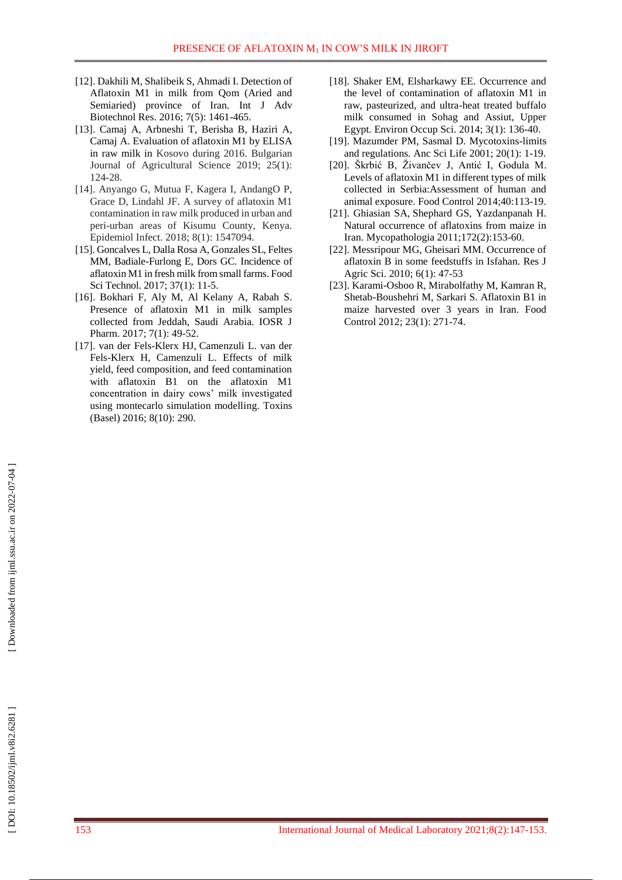[12]. Dakhili M, Shalibeik S, Ahmadi I. Detection of Aflatoxin M1 in milk from Qom (Aried and Semiaried) province of Iran. Int J Adv Biotechnol Res. 2016; 7(5): 1461-465.

[13]. Camaj A, Arbneshi T, Berisha B, Haziri A, Camaj A. Evaluation of aflatoxin M1 by ELISA in raw milk in Kosovo during 2016. Bulgarian Journal of Agricultural Science 2019; 25(1): 124-28.

[14]. Anyango G, Mutua F, Kagera I, AndangO P, Grace D, Lindahl JF. A survey of aflatoxin M1 contamination in raw milk produced in urban and peri-urban areas of Kisumu County, Kenya. Epidemiol Infect. 2018; 8(1): 1547094.

[15]. Goncalves L, Dalla Rosa A, Gonzales SL, Feltes MM, Badiale-Furlong E, Dors GC. Incidence of aflatoxin M1 in fresh milk from small farms. Food Sci Technol. 2017; 37(1): 11-5.

[16]. Bokhari F, Aly M, Al Kelany A, Rabah S. Presence of aflatoxin M1 in milk samples collected from Jeddah, Saudi Arabia. IOSR J Pharm. 2017; 7(1): 49-52.

[17]. van der Fels-Klerx HJ, Camenzuli L. van der Fels-Klerx H, Camenzuli L. Effects of milk yield, feed composition, and feed contamination with aflatoxin B1 on the aflatoxin M1 concentration in dairy cows' milk investigated using montecarlo simulation modelling. Toxins (Basel) 2016; 8(10): 290.

[18]. Shaker EM, Elsharkawy EE. Occurrence and the level of contamination of aflatoxin M1 in raw, pasteurized, and ultra-heat treated buffalo milk consumed in Sohag and Assiut, Upper Egypt. Environ Occup Sci. 2014; 3(1): 136-40.

[19]. Mazumder PM, Sasmal D. Mycotoxins-limits and regulations. Anc Sci Life 2001; 20(1): 1-19.

[20]. Škrbić B, Živančev J, Antić I, Godula M. Levels of aflatoxin M1 in different types of milk collected in Serbia:Assessment of human and animal exposure. Food Control 2014;40:113-19.

[21]. Ghiasian SA, Shephard GS, Yazdanpanah H. Natural occurrence of aflatoxins from maize in Iran. Mycopathologia 2011;172(2):153-60.

[22]. Messripour MG, Gheisari MM. Occurrence of aflatoxin B in some feedstuffs in Isfahan. Res J Agric Sci. 2010; 6(1): 47-53

[23]. Karami-Osboo R, Mirabolfathy M, Kamran R, Shetab-Boushehri M, Sarkari S. Aflatoxin B1 in maize harvested over 3 years in Iran. Food Control 2012; 23(1): 271-74.